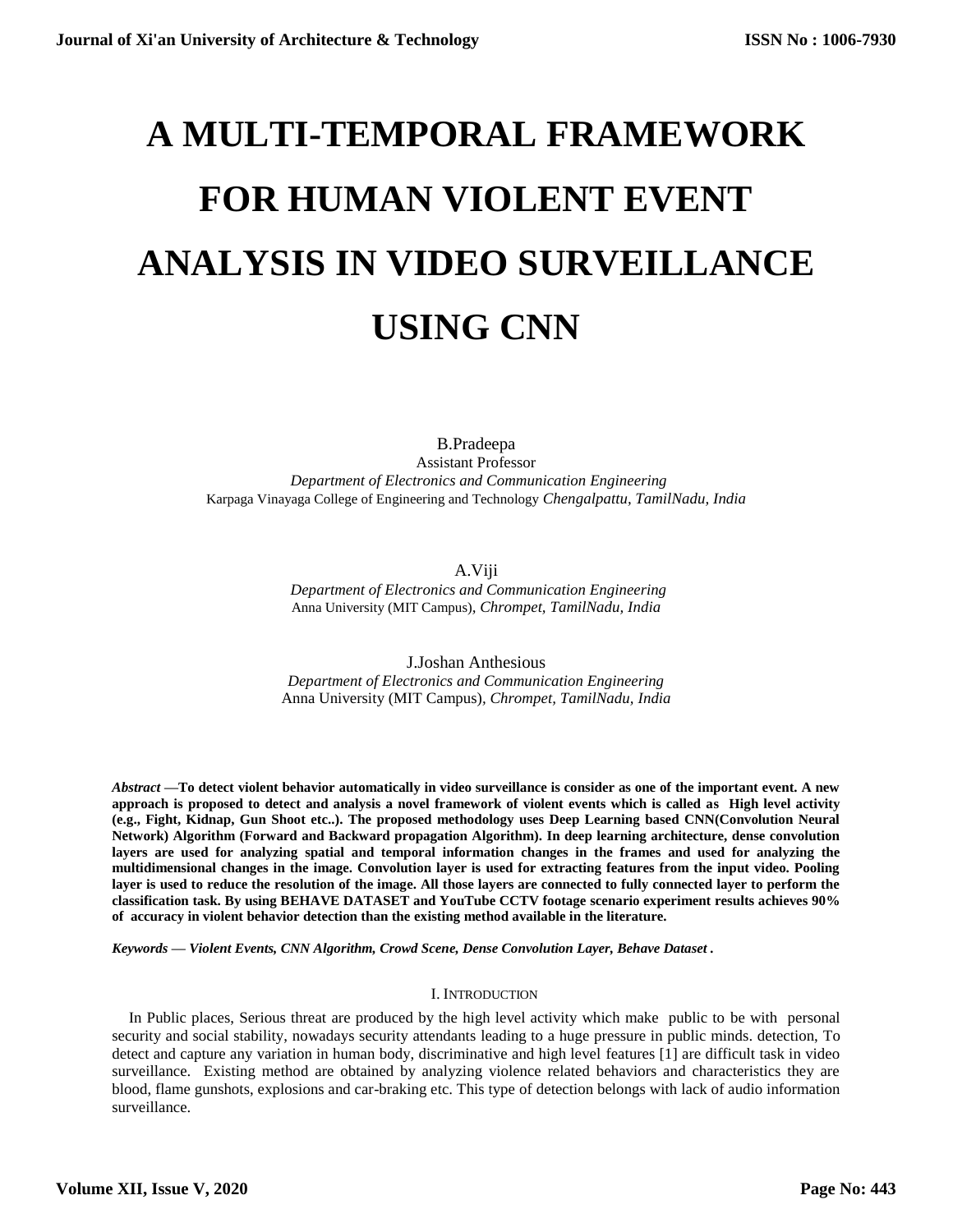# A MULTI-TEMPORAL FRAMEWORK FOR HUMAN VIOLENT EVENT ANALYSIS IN VIDEO SURVEILLANCE USING CNN

B.Pradeepa
Assistant Professor
*Department of Electronics and Communication Engineering*
Karpaga Vinayaga College of Engineering and Technology *Chengalpattu, TamilNadu, India*

A.Viji
*Department of Electronics and Communication Engineering*
Anna University (MIT Campus), *Chrompet, TamilNadu, India*

J.Joshan Anthesious
*Department of Electronics and Communication Engineering*
Anna University (MIT Campus), *Chrompet, TamilNadu, India*

***Abstract* —To detect violent behavior automatically in video surveillance is consider as one of the important event. A new approach is proposed to detect and analysis a novel framework of violent events which is called as High level activity (e.g., Fight, Kidnap, Gun Shoot etc..). The proposed methodology uses Deep Learning based CNN(Convolution Neural Network) Algorithm (Forward and Backward propagation Algorithm). In deep learning architecture, dense convolution layers are used for analyzing spatial and temporal information changes in the frames and used for analyzing the multidimensional changes in the image. Convolution layer is used for extracting features from the input video. Pooling layer is used to reduce the resolution of the image. All those layers are connected to fully connected layer to perform the classification task. By using BEHAVE DATASET and YouTube CCTV footage scenario experiment results achieves 90% of accuracy in violent behavior detection than the existing method available in the literature.**

***Keywords — Violent Events, CNN Algorithm, Crowd Scene, Dense Convolution Layer, Behave Dataset .***

## I. INTRODUCTION

In Public places, Serious threat are produced by the high level activity which make public to be with personal security and social stability, nowadays security attendants leading to a huge pressure in public minds. detection, To detect and capture any variation in human body, discriminative and high level features [1] are difficult task in video surveillance. Existing method are obtained by analyzing violence related behaviors and characteristics they are blood, flame gunshots, explosions and car-braking etc. This type of detection belongs with lack of audio information surveillance.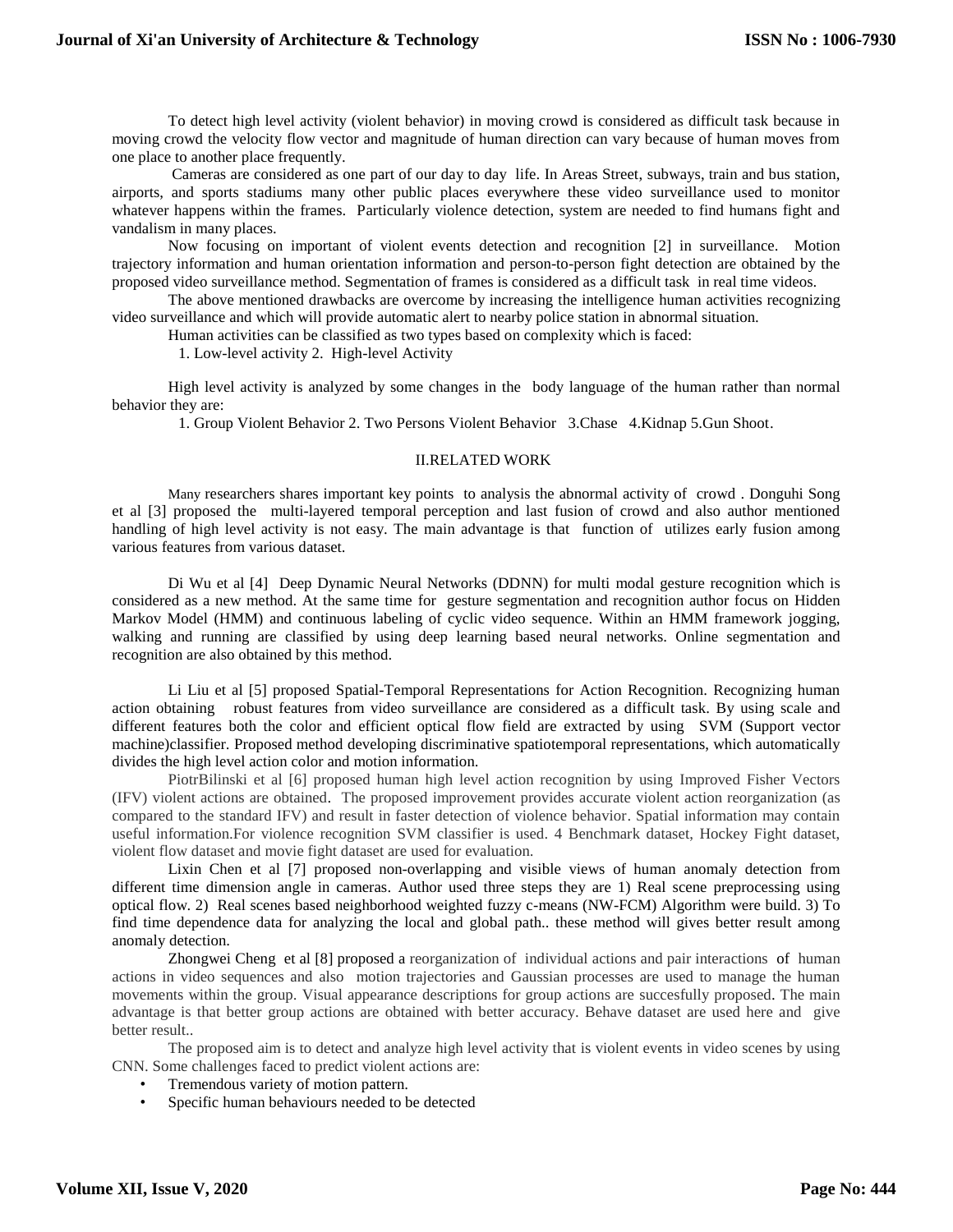To detect high level activity (violent behavior) in moving crowd is considered as difficult task because in moving crowd the velocity flow vector and magnitude of human direction can vary because of human moves from one place to another place frequently.

Cameras are considered as one part of our day to day life. In Areas Street, subways, train and bus station, airports, and sports stadiums many other public places everywhere these video surveillance used to monitor whatever happens within the frames. Particularly violence detection, system are needed to find humans fight and vandalism in many places.

Now focusing on important of violent events detection and recognition [2] in surveillance. Motion trajectory information and human orientation information and person-to-person fight detection are obtained by the proposed video surveillance method. Segmentation of frames is considered as a difficult task in real time videos.

The above mentioned drawbacks are overcome by increasing the intelligence human activities recognizing video surveillance and which will provide automatic alert to nearby police station in abnormal situation.

Human activities can be classified as two types based on complexity which is faced:

1. Low-level activity 2. High-level Activity

High level activity is analyzed by some changes in the body language of the human rather than normal behavior they are:

1. Group Violent Behavior 2. Two Persons Violent Behavior 3.Chase 4.Kidnap 5.Gun Shoot.

## II.RELATED WORK

Many researchers shares important key points to analysis the abnormal activity of crowd . Donguhi Song et al [3] proposed the multi-layered temporal perception and last fusion of crowd and also author mentioned handling of high level activity is not easy. The main advantage is that function of utilizes early fusion among various features from various dataset.

Di Wu et al [4] Deep Dynamic Neural Networks (DDNN) for multi modal gesture recognition which is considered as a new method. At the same time for gesture segmentation and recognition author focus on Hidden Markov Model (HMM) and continuous labeling of cyclic video sequence. Within an HMM framework jogging, walking and running are classified by using deep learning based neural networks. Online segmentation and recognition are also obtained by this method.

Li Liu et al [5] proposed Spatial-Temporal Representations for Action Recognition. Recognizing human action obtaining robust features from video surveillance are considered as a difficult task. By using scale and different features both the color and efficient optical flow field are extracted by using SVM (Support vector machine)classifier. Proposed method developing discriminative spatiotemporal representations, which automatically divides the high level action color and motion information.

PiotrBilinski et al [6] proposed human high level action recognition by using Improved Fisher Vectors (IFV) violent actions are obtained. The proposed improvement provides accurate violent action reorganization (as compared to the standard IFV) and result in faster detection of violence behavior. Spatial information may contain useful information.For violence recognition SVM classifier is used. 4 Benchmark dataset, Hockey Fight dataset, violent flow dataset and movie fight dataset are used for evaluation.

Lixin Chen et al [7] proposed non-overlapping and visible views of human anomaly detection from different time dimension angle in cameras. Author used three steps they are 1) Real scene preprocessing using optical flow. 2) Real scenes based neighborhood weighted fuzzy c-means (NW-FCM) Algorithm were build. 3) To find time dependence data for analyzing the local and global path.. these method will gives better result among anomaly detection.

Zhongwei Cheng et al [8] proposed a reorganization of individual actions and pair interactions of human actions in video sequences and also motion trajectories and Gaussian processes are used to manage the human movements within the group. Visual appearance descriptions for group actions are succesfully proposed. The main advantage is that better group actions are obtained with better accuracy. Behave dataset are used here and give better result..

The proposed aim is to detect and analyze high level activity that is violent events in video scenes by using CNN. Some challenges faced to predict violent actions are:

- Tremendous variety of motion pattern.
- Specific human behaviours needed to be detected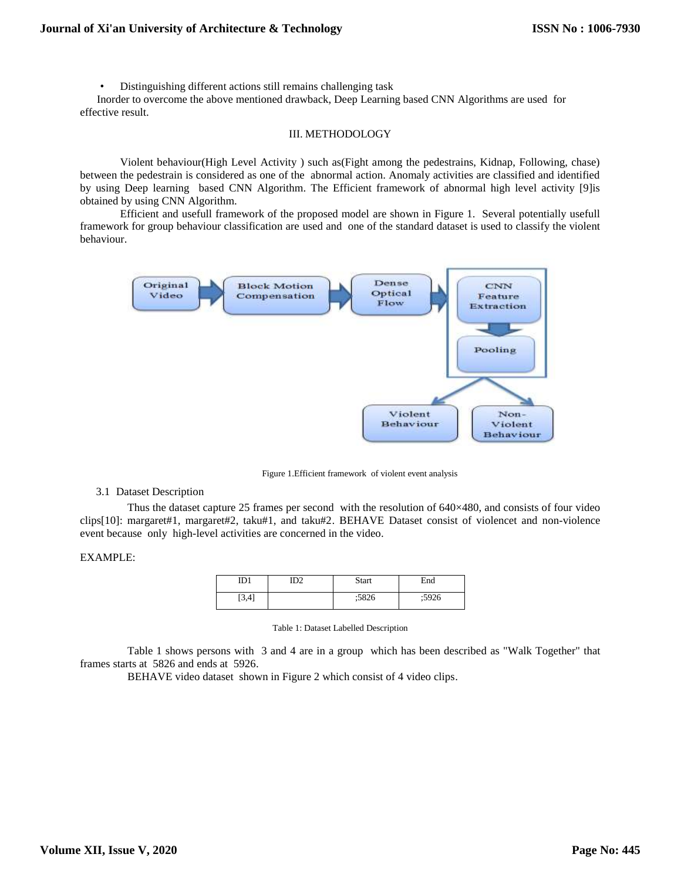- Distinguishing different actions still remains challenging task

Inorder to overcome the above mentioned drawback, Deep Learning based CNN Algorithms are used for effective result.

## III. METHODOLOGY

Violent behaviour(High Level Activity ) such as(Fight among the pedestrains, Kidnap, Following, chase) between the pedestrain is considered as one of the abnormal action. Anomaly activities are classified and identified by using Deep learning based CNN Algorithm. The Efficient framework of abnormal high level activity [9]is obtained by using CNN Algorithm.

Efficient and usefull framework of the proposed model are shown in Figure 1. Several potentially usefull framework for group behaviour classification are used and one of the standard dataset is used to classify the violent behaviour.

Figure 1.Efficient framework of violent event analysis

### 3.1 Dataset Description

Thus the dataset capture 25 frames per second with the resolution of 640×480, and consists of four video clips[10]: margaret#1, margaret#2, taku#1, and taku#2. BEHAVE Dataset consist of violencet and non-violence event because only high-level activities are concerned in the video.

EXAMPLE:

| ID1 | ID2 | Start | End |
|---|---|---|---|
| [3,4] | | ;5826 | ;5926 |

Table 1: Dataset Labelled Description

Table 1 shows persons with 3 and 4 are in a group which has been described as "Walk Together" that frames starts at 5826 and ends at 5926.

BEHAVE video dataset shown in Figure 2 which consist of 4 video clips.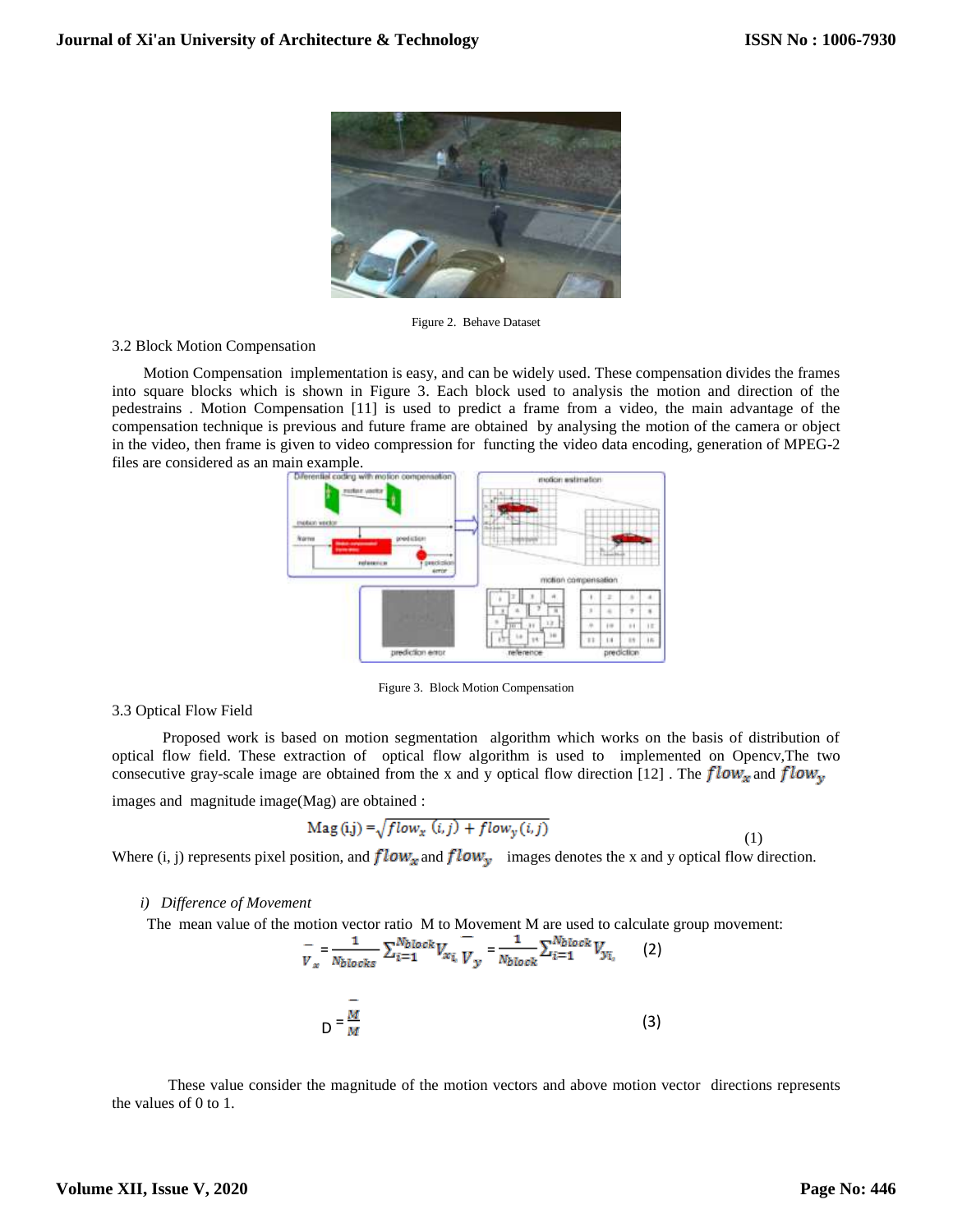Figure 2. Behave Dataset

3.2 Block Motion Compensation

Motion Compensation implementation is easy, and can be widely used. These compensation divides the frames into square blocks which is shown in Figure 3. Each block used to analysis the motion and direction of the pedestrains . Motion Compensation [11] is used to predict a frame from a video, the main advantage of the compensation technique is previous and future frame are obtained by analysing the motion of the camera or object in the video, then frame is given to video compression for functing the video data encoding, generation of MPEG-2 files are considered as an main example.

Figure 3. Block Motion Compensation

3.3 Optical Flow Field

Proposed work is based on motion segmentation algorithm which works on the basis of distribution of optical flow field. These extraction of optical flow algorithm is used to implemented on Opencv,The two consecutive gray-scale image are obtained from the x and y optical flow direction [12] . The $flow_x$ and $flow_y$ images and magnitude image(Mag) are obtained :

$$\text{Mag (i,j)} = \sqrt{flow_x\,(i,j) + flow_y(i,j)} \quad (1)$$

Where (i, j) represents pixel position, and $flow_x$ and $flow_y$ images denotes the x and y optical flow direction.

*i) Difference of Movement*

The mean value of the motion vector ratio M to Movement M are used to calculate group movement:

$$\bar{V_x} = \frac{1}{N_{blocks}} \sum_{i=1}^{N_{block}} V_{x_i},\ \bar{V_y} = \frac{1}{N_{block}} \sum_{i=1}^{N_{block}} V_{y_i} \quad (2)$$

$$D = \frac{\bar{M}}{M} \quad (3)$$

These value consider the magnitude of the motion vectors and above motion vector directions represents the values of 0 to 1.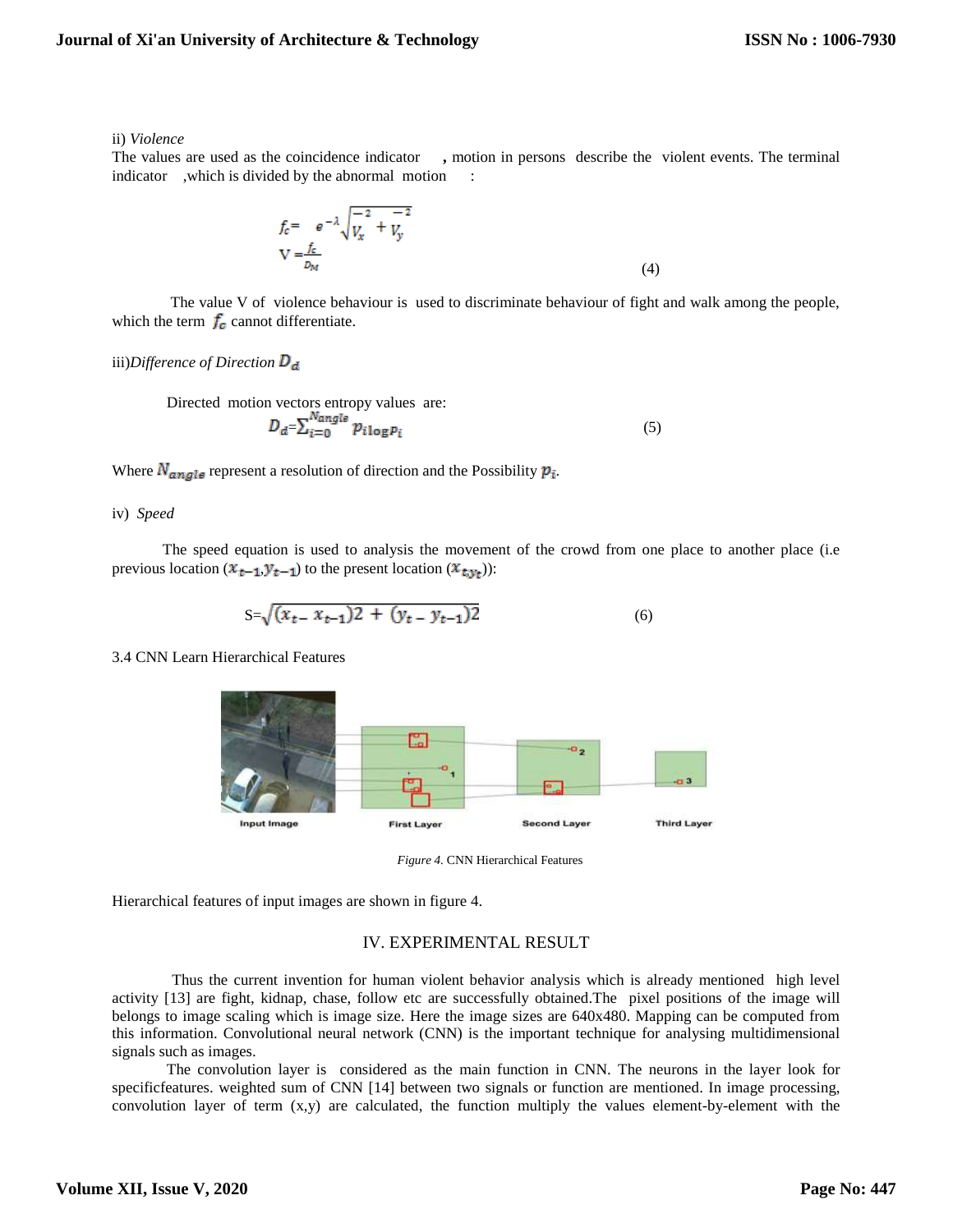ii) *Violence*

The values are used as the coincidence indicator , motion in persons describe the violent events. The terminal indicator ,which is divided by the abnormal motion :

$$f_c = e^{-\lambda}\sqrt{\overline{V_x}^2 + \overline{V_y}^2}$$
$$V = \frac{f_c}{D_M} \tag{4}$$

The value V of violence behaviour is used to discriminate behaviour of fight and walk among the people, which the term $f_c$ cannot differentiate.

iii)*Difference of Direction* $D_d$

Directed motion vectors entropy values are:

$$D_d = \sum_{i=0}^{N_{angle}} p_i \log p_i \tag{5}$$

Where $N_{angle}$ represent a resolution of direction and the Possibility $p_i$.

iv) *Speed*

The speed equation is used to analysis the movement of the crowd from one place to another place (i.e previous location ($x_{t-1}, y_{t-1}$) to the present location ($x_{t,} y_t$)):

$$S = \sqrt{(x_t - x_{t-1})2 + (y_t - y_{t-1})2} \tag{6}$$

3.4 CNN Learn Hierarchical Features

Input Image First Layer Second Layer Third Layer

*Figure 4.* CNN Hierarchical Features

Hierarchical features of input images are shown in figure 4.

## IV. EXPERIMENTAL RESULT

Thus the current invention for human violent behavior analysis which is already mentioned high level activity [13] are fight, kidnap, chase, follow etc are successfully obtained.The pixel positions of the image will belongs to image scaling which is image size. Here the image sizes are 640x480. Mapping can be computed from this information. Convolutional neural network (CNN) is the important technique for analysing multidimensional signals such as images.

The convolution layer is considered as the main function in CNN. The neurons in the layer look for specificfeatures. weighted sum of CNN [14] between two signals or function are mentioned. In image processing, convolution layer of term (x,y) are calculated, the function multiply the values element-by-element with the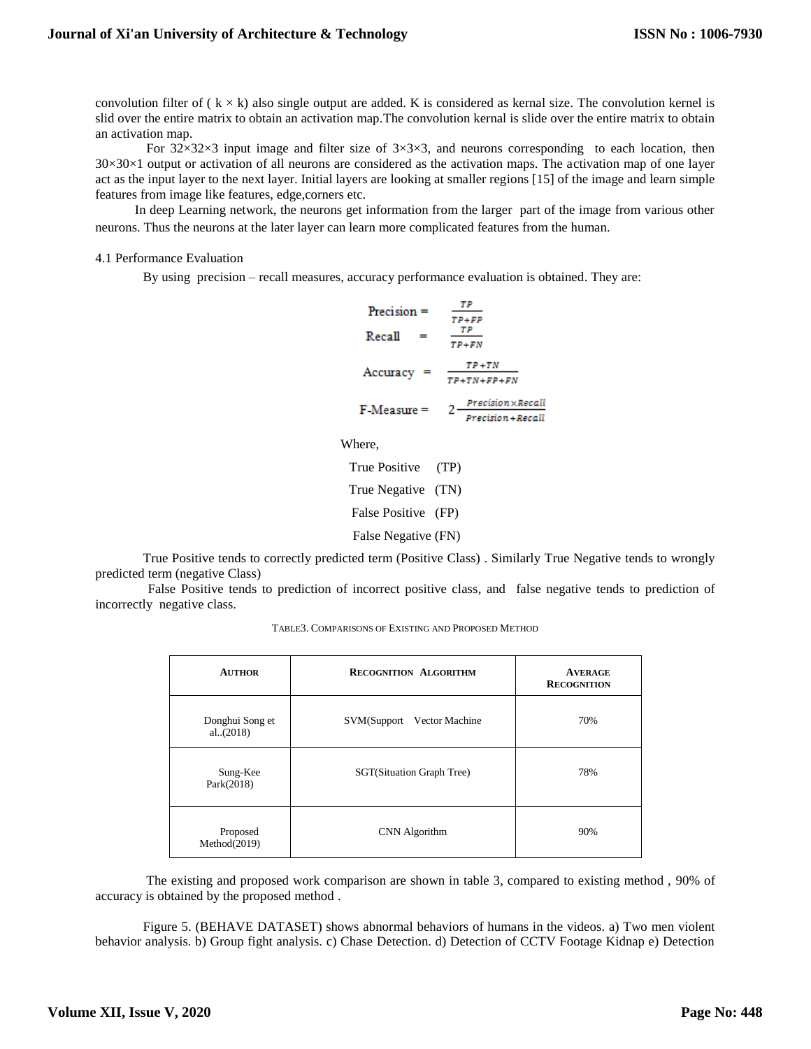convolution filter of ( $k \times k$) also single output are added. K is considered as kernal size. The convolution kernel is slid over the entire matrix to obtain an activation map.The convolution kernal is slide over the entire matrix to obtain an activation map.

For $32\times32\times3$ input image and filter size of $3\times3\times3$, and neurons corresponding to each location, then $30\times30\times1$ output or activation of all neurons are considered as the activation maps. The activation map of one layer act as the input layer to the next layer. Initial layers are looking at smaller regions [15] of the image and learn simple features from image like features, edge,corners etc.

In deep Learning network, the neurons get information from the larger part of the image from various other neurons. Thus the neurons at the later layer can learn more complicated features from the human.

4.1 Performance Evaluation

By using precision – recall measures, accuracy performance evaluation is obtained. They are:

$$\text{Precision} = \frac{TP}{TP+FP}$$

$$\text{Recall} = \frac{TP}{TP+FN}$$

$$\text{Accuracy} = \frac{TP+TN}{TP+TN+FP+FN}$$

$$\text{F-Measure} = 2\frac{Precision \times Recall}{Precision + Recall}$$

Where,

True Positive (TP)

True Negative (TN)

False Positive (FP)

False Negative (FN)

True Positive tends to correctly predicted term (Positive Class) . Similarly True Negative tends to wrongly predicted term (negative Class)

False Positive tends to prediction of incorrect positive class, and false negative tends to prediction of incorrectly negative class.

TABLE3. COMPARISONS OF EXISTING AND PROPOSED METHOD

| AUTHOR | RECOGNITION ALGORITHM | AVERAGE RECOGNITION |
|---|---|---|
| Donghui Song et al..(2018) | SVM(Support Vector Machine | 70% |
| Sung-Kee Park(2018) | SGT(Situation Graph Tree) | 78% |
| Proposed Method(2019) | CNN Algorithm | 90% |

The existing and proposed work comparison are shown in table 3, compared to existing method , 90% of accuracy is obtained by the proposed method .

Figure 5. (BEHAVE DATASET) shows abnormal behaviors of humans in the videos. a) Two men violent behavior analysis. b) Group fight analysis. c) Chase Detection. d) Detection of CCTV Footage Kidnap e) Detection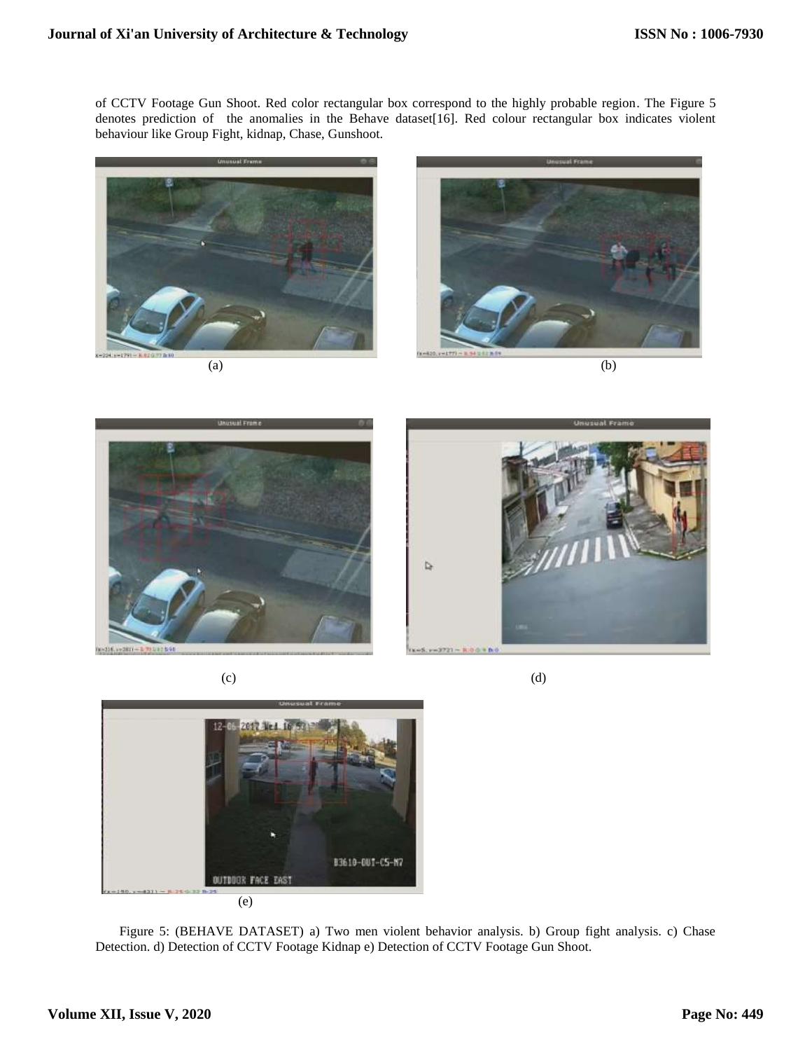of CCTV Footage Gun Shoot. Red color rectangular box correspond to the highly probable region. The Figure 5 denotes prediction of the anomalies in the Behave dataset[16]. Red colour rectangular box indicates violent behaviour like Group Fight, kidnap, Chase, Gunshoot.

(a)

(b)

(c)

(d)

(e)

Figure 5: (BEHAVE DATASET) a) Two men violent behavior analysis. b) Group fight analysis. c) Chase Detection. d) Detection of CCTV Footage Kidnap e) Detection of CCTV Footage Gun Shoot.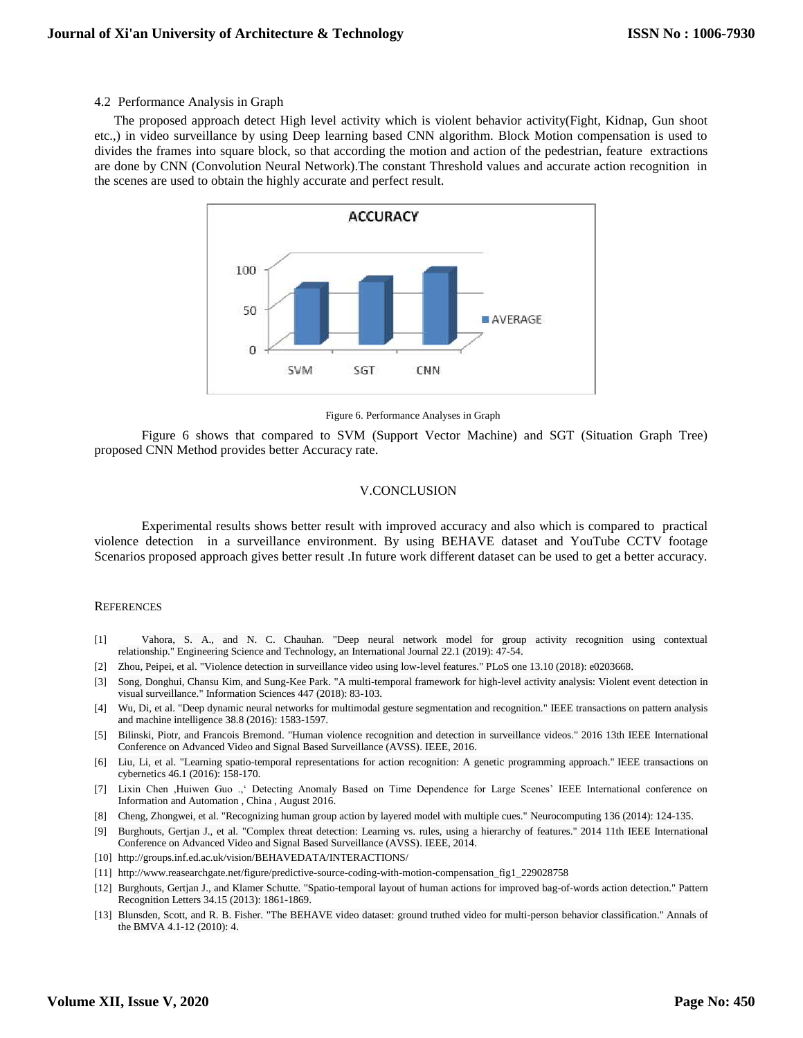4.2 Performance Analysis in Graph

The proposed approach detect High level activity which is violent behavior activity(Fight, Kidnap, Gun shoot etc.,) in video surveillance by using Deep learning based CNN algorithm. Block Motion compensation is used to divides the frames into square block, so that according the motion and action of the pedestrian, feature extractions are done by CNN (Convolution Neural Network).The constant Threshold values and accurate action recognition in the scenes are used to obtain the highly accurate and perfect result.

Figure 6. Performance Analyses in Graph

Figure 6 shows that compared to SVM (Support Vector Machine) and SGT (Situation Graph Tree) proposed CNN Method provides better Accuracy rate.

## V.CONCLUSION

Experimental results shows better result with improved accuracy and also which is compared to practical violence detection in a surveillance environment. By using BEHAVE dataset and YouTube CCTV footage Scenarios proposed approach gives better result .In future work different dataset can be used to get a better accuracy.

## REFERENCES

[1] Vahora, S. A., and N. C. Chauhan. "Deep neural network model for group activity recognition using contextual relationship." Engineering Science and Technology, an International Journal 22.1 (2019): 47-54.

[2] Zhou, Peipei, et al. "Violence detection in surveillance video using low-level features." PLoS one 13.10 (2018): e0203668.

[3] Song, Donghui, Chansu Kim, and Sung-Kee Park. "A multi-temporal framework for high-level activity analysis: Violent event detection in visual surveillance." Information Sciences 447 (2018): 83-103.

[4] Wu, Di, et al. "Deep dynamic neural networks for multimodal gesture segmentation and recognition." IEEE transactions on pattern analysis and machine intelligence 38.8 (2016): 1583-1597.

[5] Bilinski, Piotr, and Francois Bremond. "Human violence recognition and detection in surveillance videos." 2016 13th IEEE International Conference on Advanced Video and Signal Based Surveillance (AVSS). IEEE, 2016.

[6] Liu, Li, et al. "Learning spatio-temporal representations for action recognition: A genetic programming approach." IEEE transactions on cybernetics 46.1 (2016): 158-170.

[7] Lixin Chen ,Huiwen Guo .,' Detecting Anomaly Based on Time Dependence for Large Scenes' IEEE International conference on Information and Automation , China , August 2016.

[8] Cheng, Zhongwei, et al. "Recognizing human group action by layered model with multiple cues." Neurocomputing 136 (2014): 124-135.

[9] Burghouts, Gertjan J., et al. "Complex threat detection: Learning vs. rules, using a hierarchy of features." 2014 11th IEEE International Conference on Advanced Video and Signal Based Surveillance (AVSS). IEEE, 2014.

[10] http://groups.inf.ed.ac.uk/vision/BEHAVEDATA/INTERACTIONS/

[11] http://www.reasearchgate.net/figure/predictive-source-coding-with-motion-compensation_fig1_229028758

[12] Burghouts, Gertjan J., and Klamer Schutte. "Spatio-temporal layout of human actions for improved bag-of-words action detection." Pattern Recognition Letters 34.15 (2013): 1861-1869.

[13] Blunsden, Scott, and R. B. Fisher. "The BEHAVE video dataset: ground truthed video for multi-person behavior classification." Annals of the BMVA 4.1-12 (2010): 4.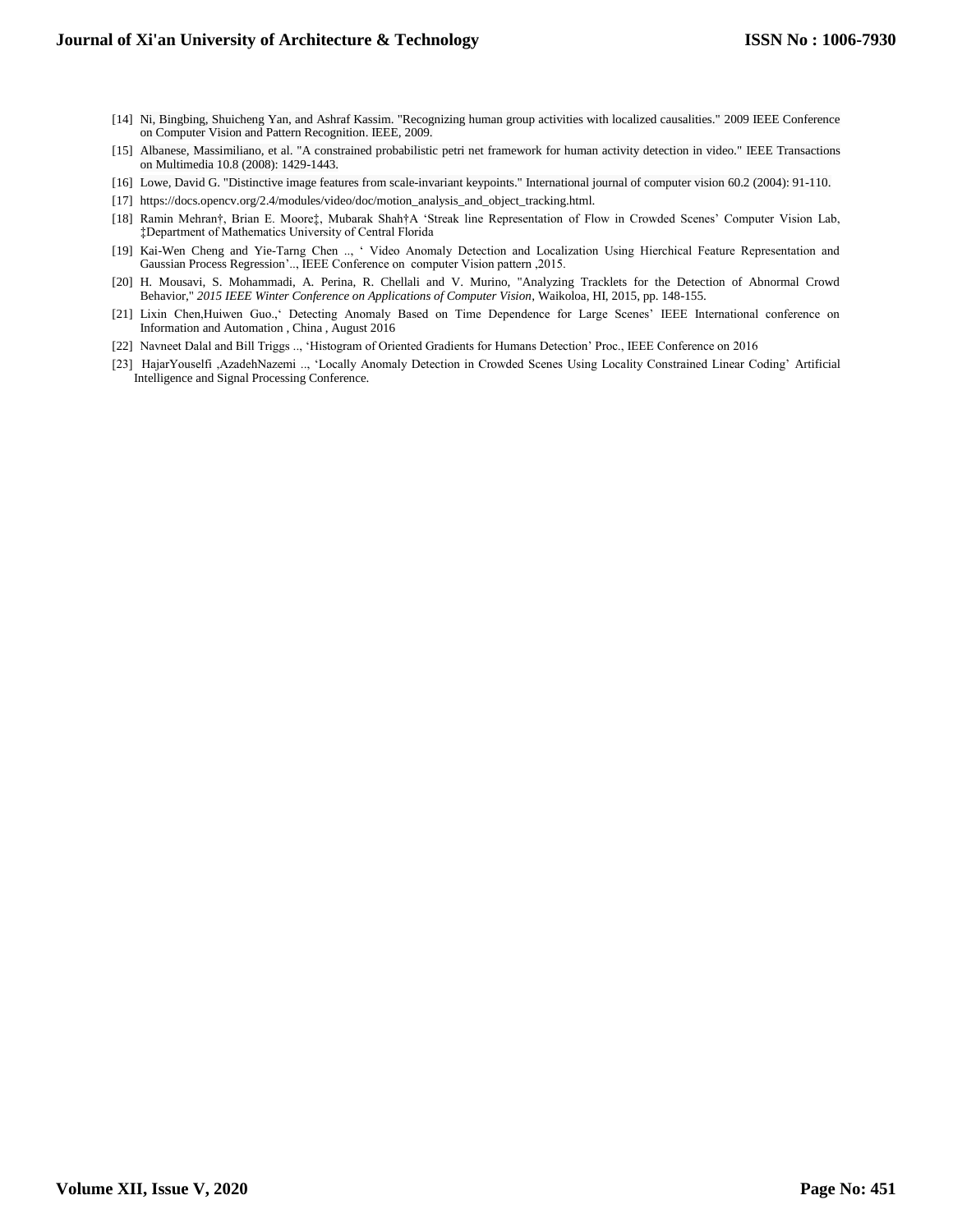[14] Ni, Bingbing, Shuicheng Yan, and Ashraf Kassim. "Recognizing human group activities with localized causalities." 2009 IEEE Conference on Computer Vision and Pattern Recognition. IEEE, 2009.

[15] Albanese, Massimiliano, et al. "A constrained probabilistic petri net framework for human activity detection in video." IEEE Transactions on Multimedia 10.8 (2008): 1429-1443.

[16] Lowe, David G. "Distinctive image features from scale-invariant keypoints." International journal of computer vision 60.2 (2004): 91-110.

[17] https://docs.opencv.org/2.4/modules/video/doc/motion_analysis_and_object_tracking.html.

[18] Ramin Mehran†, Brian E. Moore‡, Mubarak Shah†A 'Streak line Representation of Flow in Crowded Scenes' Computer Vision Lab, ‡Department of Mathematics University of Central Florida

[19] Kai-Wen Cheng and Yie-Tarng Chen .., ' Video Anomaly Detection and Localization Using Hierchical Feature Representation and Gaussian Process Regression'.., IEEE Conference on computer Vision pattern ,2015.

[20] H. Mousavi, S. Mohammadi, A. Perina, R. Chellali and V. Murino, "Analyzing Tracklets for the Detection of Abnormal Crowd Behavior," *2015 IEEE Winter Conference on Applications of Computer Vision*, Waikoloa, HI, 2015, pp. 148-155.

[21] Lixin Chen,Huiwen Guo.,' Detecting Anomaly Based on Time Dependence for Large Scenes' IEEE International conference on Information and Automation , China , August 2016

[22] Navneet Dalal and Bill Triggs .., 'Histogram of Oriented Gradients for Humans Detection' Proc., IEEE Conference on 2016

[23] HajarYouselfi ,AzadehNazemi .., 'Locally Anomaly Detection in Crowded Scenes Using Locality Constrained Linear Coding' Artificial Intelligence and Signal Processing Conference.